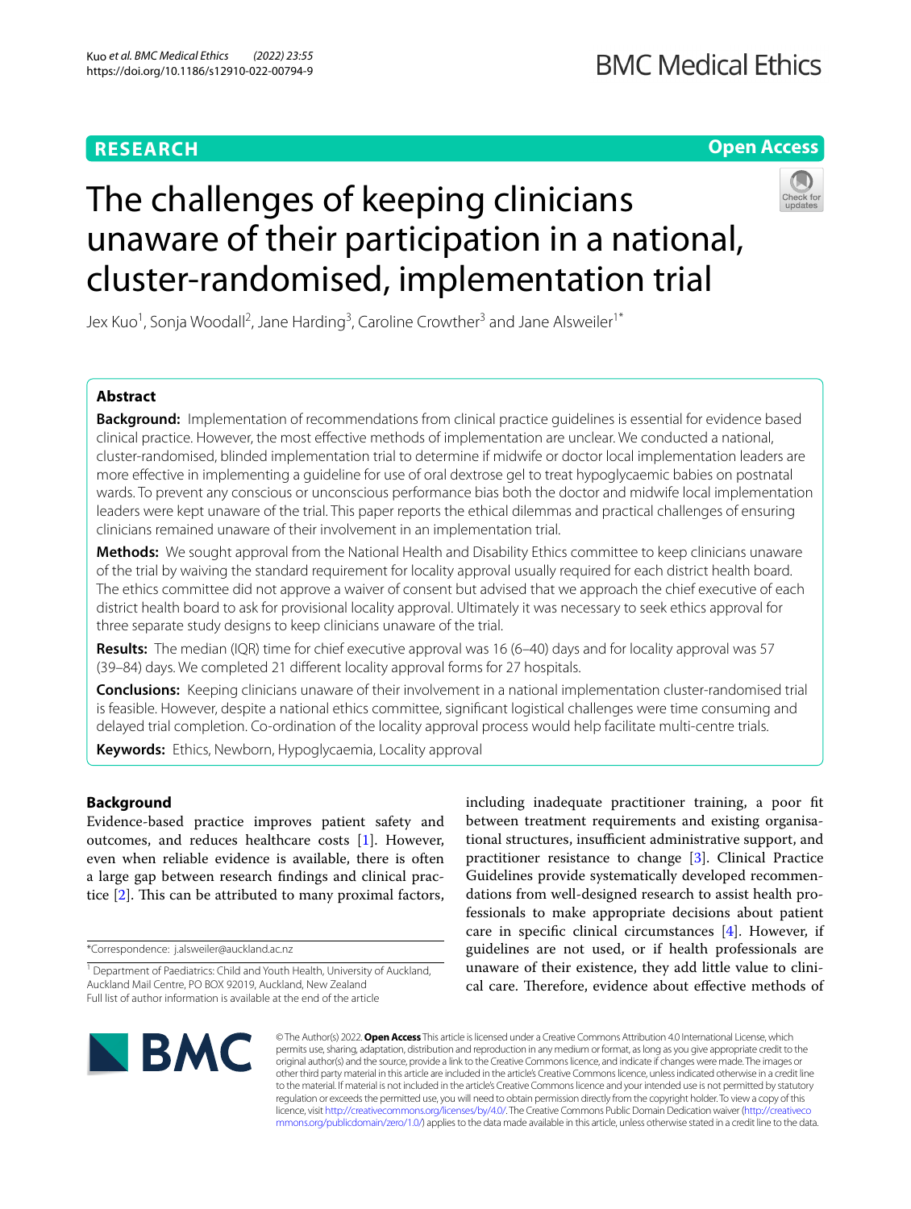RESEARCH

Open Access

# The challenges of keeping clinicians unaware of their participation in a national, cluster-randomised, implementation trial

Jex Kuo[1], Sonja Woodall[2], Jane Harding[3], Caroline Crowther[3] and Jane Alsweiler[1*]

## Abstract

**Background:** Implementation of recommendations from clinical practice guidelines is essential for evidence based clinical practice. However, the most effective methods of implementation are unclear. We conducted a national, cluster-randomised, blinded implementation trial to determine if midwife or doctor local implementation leaders are more effective in implementing a guideline for use of oral dextrose gel to treat hypoglycaemic babies on postnatal wards. To prevent any conscious or unconscious performance bias both the doctor and midwife local implementation leaders were kept unaware of the trial. This paper reports the ethical dilemmas and practical challenges of ensuring clinicians remained unaware of their involvement in an implementation trial.

**Methods:** We sought approval from the National Health and Disability Ethics committee to keep clinicians unaware of the trial by waiving the standard requirement for locality approval usually required for each district health board. The ethics committee did not approve a waiver of consent but advised that we approach the chief executive of each district health board to ask for provisional locality approval. Ultimately it was necessary to seek ethics approval for three separate study designs to keep clinicians unaware of the trial.

**Results:** The median (IQR) time for chief executive approval was 16 (6–40) days and for locality approval was 57 (39–84) days. We completed 21 different locality approval forms for 27 hospitals.

**Conclusions:** Keeping clinicians unaware of their involvement in a national implementation cluster-randomised trial is feasible. However, despite a national ethics committee, significant logistical challenges were time consuming and delayed trial completion. Co-ordination of the locality approval process would help facilitate multi-centre trials.

**Keywords:** Ethics, Newborn, Hypoglycaemia, Locality approval

## Background

Evidence-based practice improves patient safety and outcomes, and reduces healthcare costs [1]. However, even when reliable evidence is available, there is often a large gap between research findings and clinical practice [2]. This can be attributed to many proximal factors, including inadequate practitioner training, a poor fit between treatment requirements and existing organisational structures, insufficient administrative support, and practitioner resistance to change [3]. Clinical Practice Guidelines provide systematically developed recommendations from well-designed research to assist health professionals to make appropriate decisions about patient care in specific clinical circumstances [4]. However, if guidelines are not used, or if health professionals are unaware of their existence, they add little value to clinical care. Therefore, evidence about effective methods of

*Correspondence: j.alsweiler@auckland.ac.nz

[1] Department of Paediatrics: Child and Youth Health, University of Auckland, Auckland Mail Centre, PO BOX 92019, Auckland, New Zealand

Full list of author information is available at the end of the article

© The Author(s) 2022. **Open Access** This article is licensed under a Creative Commons Attribution 4.0 International License, which permits use, sharing, adaptation, distribution and reproduction in any medium or format, as long as you give appropriate credit to the original author(s) and the source, provide a link to the Creative Commons licence, and indicate if changes were made. The images or other third party material in this article are included in the article's Creative Commons licence, unless indicated otherwise in a credit line to the material. If material is not included in the article's Creative Commons licence and your intended use is not permitted by statutory regulation or exceeds the permitted use, you will need to obtain permission directly from the copyright holder. To view a copy of this licence, visit http://creativecommons.org/licenses/by/4.0/. The Creative Commons Public Domain Dedication waiver (http://creativecommons.org/publicdomain/zero/1.0/) applies to the data made available in this article, unless otherwise stated in a credit line to the data.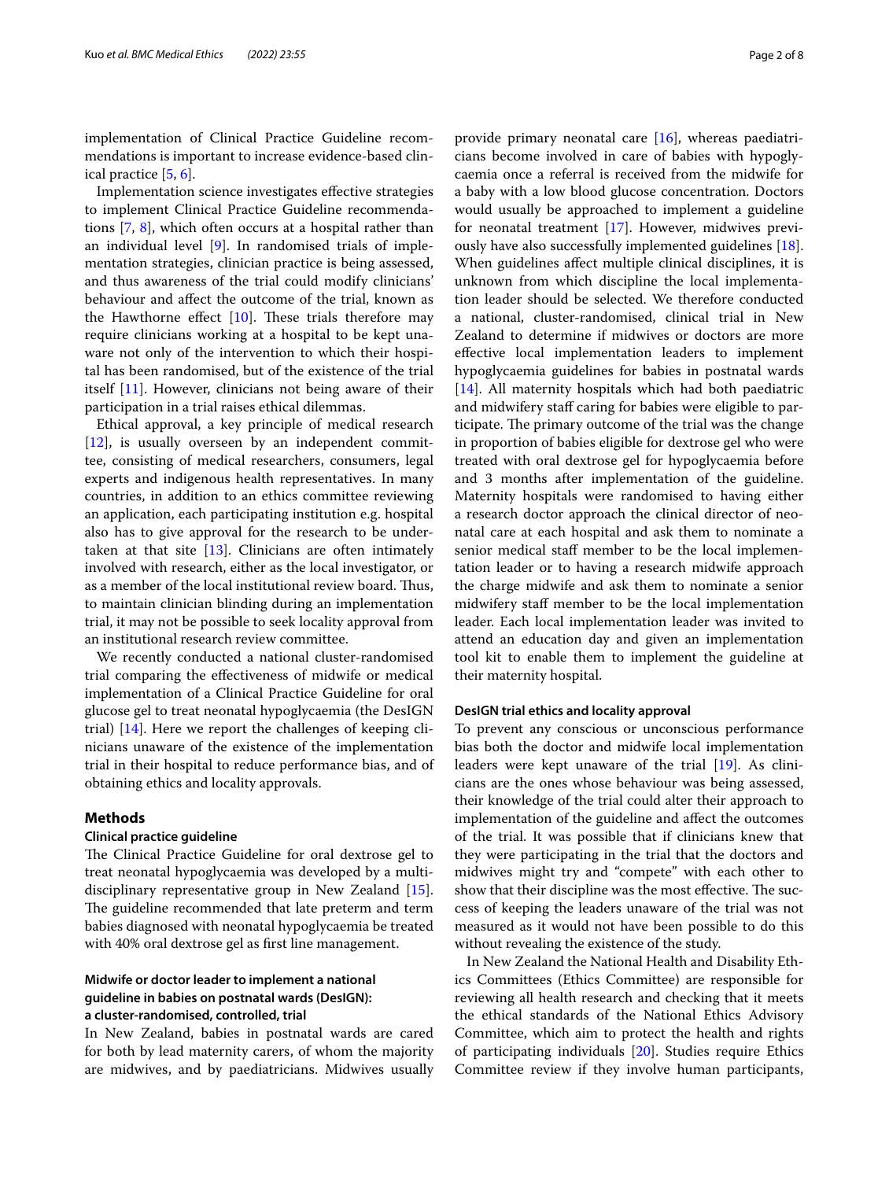implementation of Clinical Practice Guideline recommendations is important to increase evidence-based clinical practice [5, 6].

Implementation science investigates effective strategies to implement Clinical Practice Guideline recommendations [7, 8], which often occurs at a hospital rather than an individual level [9]. In randomised trials of implementation strategies, clinician practice is being assessed, and thus awareness of the trial could modify clinicians' behaviour and affect the outcome of the trial, known as the Hawthorne effect [10]. These trials therefore may require clinicians working at a hospital to be kept unaware not only of the intervention to which their hospital has been randomised, but of the existence of the trial itself [11]. However, clinicians not being aware of their participation in a trial raises ethical dilemmas.

Ethical approval, a key principle of medical research [12], is usually overseen by an independent committee, consisting of medical researchers, consumers, legal experts and indigenous health representatives. In many countries, in addition to an ethics committee reviewing an application, each participating institution e.g. hospital also has to give approval for the research to be undertaken at that site [13]. Clinicians are often intimately involved with research, either as the local investigator, or as a member of the local institutional review board. Thus, to maintain clinician blinding during an implementation trial, it may not be possible to seek locality approval from an institutional research review committee.

We recently conducted a national cluster-randomised trial comparing the effectiveness of midwife or medical implementation of a Clinical Practice Guideline for oral glucose gel to treat neonatal hypoglycaemia (the DesIGN trial) [14]. Here we report the challenges of keeping clinicians unaware of the existence of the implementation trial in their hospital to reduce performance bias, and of obtaining ethics and locality approvals.

## Methods

### Clinical practice guideline

The Clinical Practice Guideline for oral dextrose gel to treat neonatal hypoglycaemia was developed by a multidisciplinary representative group in New Zealand [15]. The guideline recommended that late preterm and term babies diagnosed with neonatal hypoglycaemia be treated with 40% oral dextrose gel as first line management.

### Midwife or doctor leader to implement a national guideline in babies on postnatal wards (DesIGN): a cluster-randomised, controlled, trial

In New Zealand, babies in postnatal wards are cared for both by lead maternity carers, of whom the majority are midwives, and by paediatricians. Midwives usually provide primary neonatal care [16], whereas paediatricians become involved in care of babies with hypoglycaemia once a referral is received from the midwife for a baby with a low blood glucose concentration. Doctors would usually be approached to implement a guideline for neonatal treatment [17]. However, midwives previously have also successfully implemented guidelines [18]. When guidelines affect multiple clinical disciplines, it is unknown from which discipline the local implementation leader should be selected. We therefore conducted a national, cluster-randomised, clinical trial in New Zealand to determine if midwives or doctors are more effective local implementation leaders to implement hypoglycaemia guidelines for babies in postnatal wards [14]. All maternity hospitals which had both paediatric and midwifery staff caring for babies were eligible to participate. The primary outcome of the trial was the change in proportion of babies eligible for dextrose gel who were treated with oral dextrose gel for hypoglycaemia before and 3 months after implementation of the guideline. Maternity hospitals were randomised to having either a research doctor approach the clinical director of neonatal care at each hospital and ask them to nominate a senior medical staff member to be the local implementation leader or to having a research midwife approach the charge midwife and ask them to nominate a senior midwifery staff member to be the local implementation leader. Each local implementation leader was invited to attend an education day and given an implementation tool kit to enable them to implement the guideline at their maternity hospital.

### DesIGN trial ethics and locality approval

To prevent any conscious or unconscious performance bias both the doctor and midwife local implementation leaders were kept unaware of the trial [19]. As clinicians are the ones whose behaviour was being assessed, their knowledge of the trial could alter their approach to implementation of the guideline and affect the outcomes of the trial. It was possible that if clinicians knew that they were participating in the trial that the doctors and midwives might try and "compete" with each other to show that their discipline was the most effective. The success of keeping the leaders unaware of the trial was not measured as it would not have been possible to do this without revealing the existence of the study.

In New Zealand the National Health and Disability Ethics Committees (Ethics Committee) are responsible for reviewing all health research and checking that it meets the ethical standards of the National Ethics Advisory Committee, which aim to protect the health and rights of participating individuals [20]. Studies require Ethics Committee review if they involve human participants,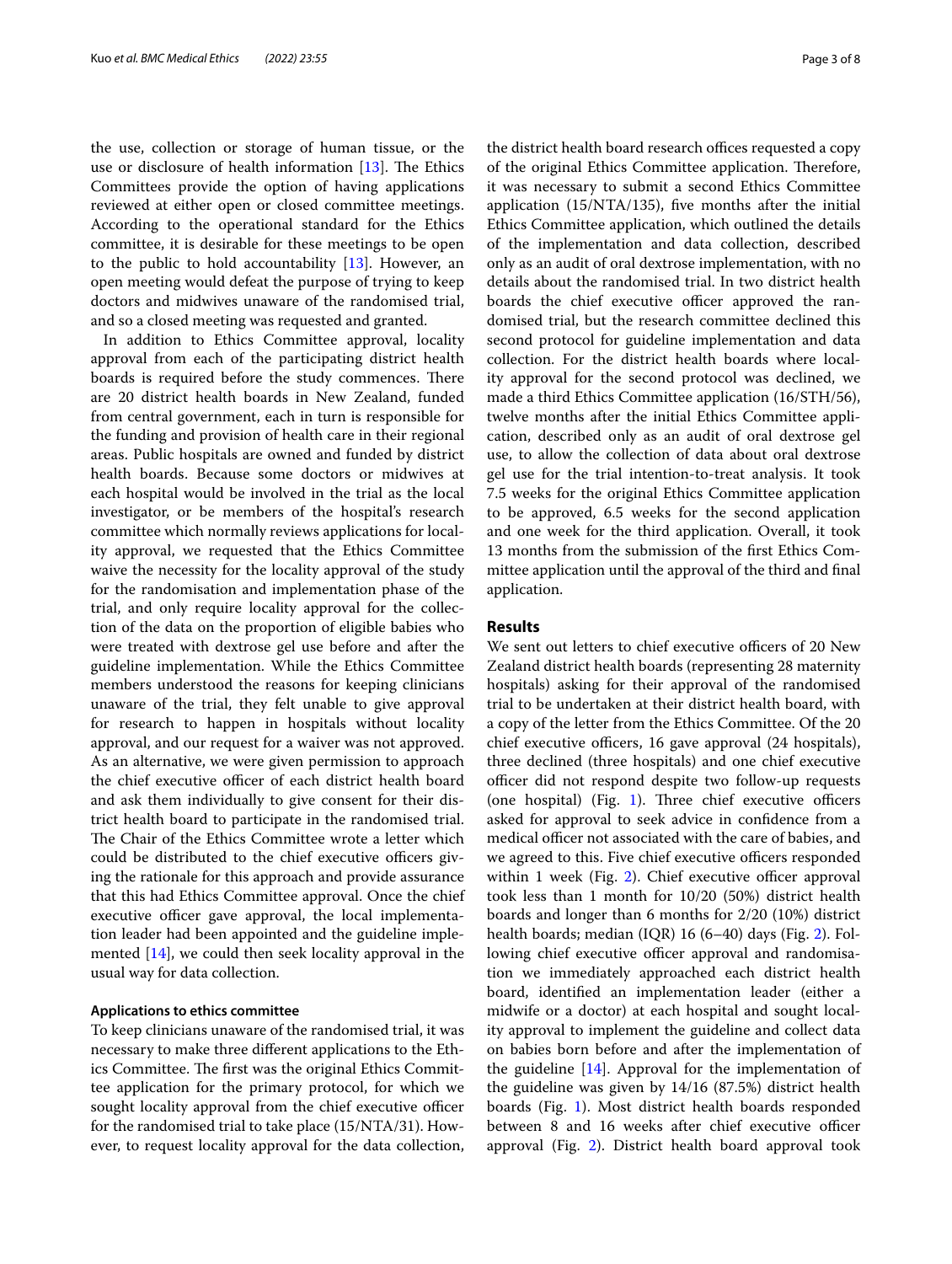the use, collection or storage of human tissue, or the use or disclosure of health information [13]. The Ethics Committees provide the option of having applications reviewed at either open or closed committee meetings. According to the operational standard for the Ethics committee, it is desirable for these meetings to be open to the public to hold accountability [13]. However, an open meeting would defeat the purpose of trying to keep doctors and midwives unaware of the randomised trial, and so a closed meeting was requested and granted.

In addition to Ethics Committee approval, locality approval from each of the participating district health boards is required before the study commences. There are 20 district health boards in New Zealand, funded from central government, each in turn is responsible for the funding and provision of health care in their regional areas. Public hospitals are owned and funded by district health boards. Because some doctors or midwives at each hospital would be involved in the trial as the local investigator, or be members of the hospital's research committee which normally reviews applications for locality approval, we requested that the Ethics Committee waive the necessity for the locality approval of the study for the randomisation and implementation phase of the trial, and only require locality approval for the collection of the data on the proportion of eligible babies who were treated with dextrose gel use before and after the guideline implementation. While the Ethics Committee members understood the reasons for keeping clinicians unaware of the trial, they felt unable to give approval for research to happen in hospitals without locality approval, and our request for a waiver was not approved. As an alternative, we were given permission to approach the chief executive officer of each district health board and ask them individually to give consent for their district health board to participate in the randomised trial. The Chair of the Ethics Committee wrote a letter which could be distributed to the chief executive officers giving the rationale for this approach and provide assurance that this had Ethics Committee approval. Once the chief executive officer gave approval, the local implementation leader had been appointed and the guideline implemented [14], we could then seek locality approval in the usual way for data collection.

### Applications to ethics committee

To keep clinicians unaware of the randomised trial, it was necessary to make three different applications to the Ethics Committee. The first was the original Ethics Committee application for the primary protocol, for which we sought locality approval from the chief executive officer for the randomised trial to take place (15/NTA/31). However, to request locality approval for the data collection, the district health board research offices requested a copy of the original Ethics Committee application. Therefore, it was necessary to submit a second Ethics Committee application (15/NTA/135), five months after the initial Ethics Committee application, which outlined the details of the implementation and data collection, described only as an audit of oral dextrose implementation, with no details about the randomised trial. In two district health boards the chief executive officer approved the randomised trial, but the research committee declined this second protocol for guideline implementation and data collection. For the district health boards where locality approval for the second protocol was declined, we made a third Ethics Committee application (16/STH/56), twelve months after the initial Ethics Committee application, described only as an audit of oral dextrose gel use, to allow the collection of data about oral dextrose gel use for the trial intention-to-treat analysis. It took 7.5 weeks for the original Ethics Committee application to be approved, 6.5 weeks for the second application and one week for the third application. Overall, it took 13 months from the submission of the first Ethics Committee application until the approval of the third and final application.

## Results

We sent out letters to chief executive officers of 20 New Zealand district health boards (representing 28 maternity hospitals) asking for their approval of the randomised trial to be undertaken at their district health board, with a copy of the letter from the Ethics Committee. Of the 20 chief executive officers, 16 gave approval (24 hospitals), three declined (three hospitals) and one chief executive officer did not respond despite two follow-up requests (one hospital) (Fig. 1). Three chief executive officers asked for approval to seek advice in confidence from a medical officer not associated with the care of babies, and we agreed to this. Five chief executive officers responded within 1 week (Fig. 2). Chief executive officer approval took less than 1 month for 10/20 (50%) district health boards and longer than 6 months for 2/20 (10%) district health boards; median (IQR) 16 (6–40) days (Fig. 2). Following chief executive officer approval and randomisation we immediately approached each district health board, identified an implementation leader (either a midwife or a doctor) at each hospital and sought locality approval to implement the guideline and collect data on babies born before and after the implementation of the guideline [14]. Approval for the implementation of the guideline was given by 14/16 (87.5%) district health boards (Fig. 1). Most district health boards responded between 8 and 16 weeks after chief executive officer approval (Fig. 2). District health board approval took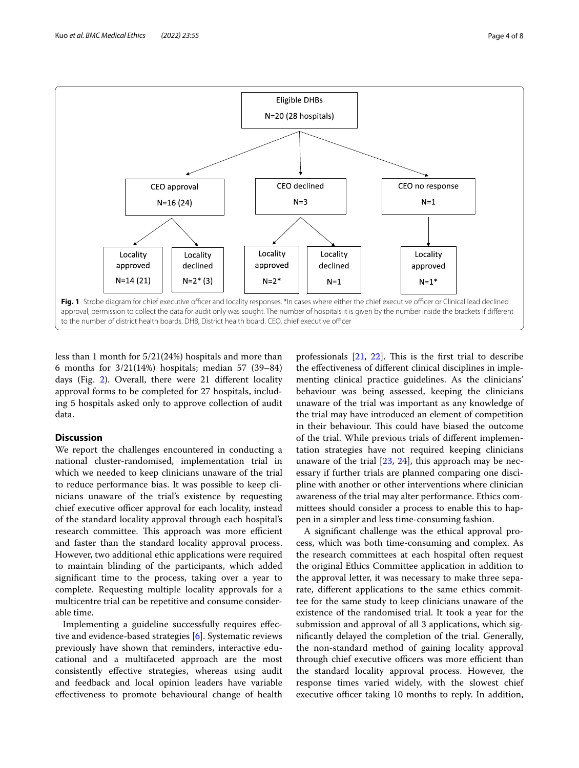Eligible DHBs
N=20 (28 hospitals)

- CEO approval N=16 (24)
  - Locality approved N=14 (21)
  - Locality declined N=2* (3)
- CEO declined N=3
  - Locality approved N=2*
  - Locality declined N=1
- CEO no response N=1
  - Locality approved N=1*

**Fig. 1** Strobe diagram for chief executive officer and locality responses. *In cases where either the chief executive officer or Clinical lead declined approval, permission to collect the data for audit only was sought. The number of hospitals it is given by the number inside the brackets if different to the number of district health boards. DHB, District health board. CEO, chief executive officer

less than 1 month for 5/21(24%) hospitals and more than 6 months for 3/21(14%) hospitals; median 57 (39–84) days (Fig. 2). Overall, there were 21 different locality approval forms to be completed for 27 hospitals, including 5 hospitals asked only to approve collection of audit data.

## Discussion

We report the challenges encountered in conducting a national cluster-randomised, implementation trial in which we needed to keep clinicians unaware of the trial to reduce performance bias. It was possible to keep clinicians unaware of the trial's existence by requesting chief executive officer approval for each locality, instead of the standard locality approval through each hospital's research committee. This approach was more efficient and faster than the standard locality approval process. However, two additional ethic applications were required to maintain blinding of the participants, which added significant time to the process, taking over a year to complete. Requesting multiple locality approvals for a multicentre trial can be repetitive and consume considerable time.

Implementing a guideline successfully requires effective and evidence-based strategies [6]. Systematic reviews previously have shown that reminders, interactive educational and a multifaceted approach are the most consistently effective strategies, whereas using audit and feedback and local opinion leaders have variable effectiveness to promote behavioural change of health professionals [21, 22]. This is the first trial to describe the effectiveness of different clinical disciplines in implementing clinical practice guidelines. As the clinicians' behaviour was being assessed, keeping the clinicians unaware of the trial was important as any knowledge of the trial may have introduced an element of competition in their behaviour. This could have biased the outcome of the trial. While previous trials of different implementation strategies have not required keeping clinicians unaware of the trial [23, 24], this approach may be necessary if further trials are planned comparing one discipline with another or other interventions where clinician awareness of the trial may alter performance. Ethics committees should consider a process to enable this to happen in a simpler and less time-consuming fashion.

A significant challenge was the ethical approval process, which was both time-consuming and complex. As the research committees at each hospital often request the original Ethics Committee application in addition to the approval letter, it was necessary to make three separate, different applications to the same ethics committee for the same study to keep clinicians unaware of the existence of the randomised trial. It took a year for the submission and approval of all 3 applications, which significantly delayed the completion of the trial. Generally, the non-standard method of gaining locality approval through chief executive officers was more efficient than the standard locality approval process. However, the response times varied widely, with the slowest chief executive officer taking 10 months to reply. In addition,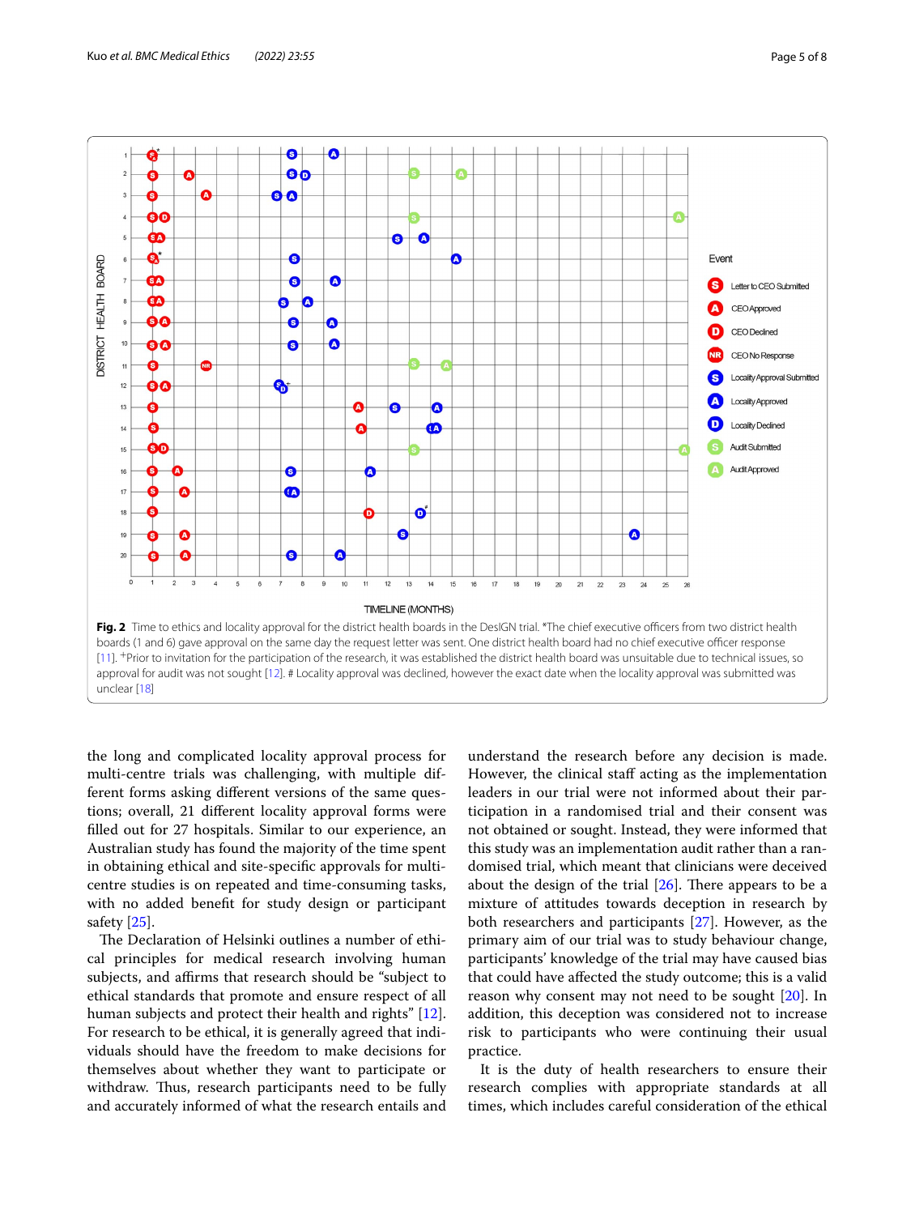Fig. 2 Time to ethics and locality approval for the district health boards in the DesIGN trial. *The chief executive officers from two district health boards (1 and 6) gave approval on the same day the request letter was sent. One district health board had no chief executive officer response [11]. +Prior to invitation for the participation of the research, it was established the district health board was unsuitable due to technical issues, so approval for audit was not sought [12]. # Locality approval was declined, however the exact date when the locality approval was submitted was unclear [18]

the long and complicated locality approval process for multi-centre trials was challenging, with multiple different forms asking different versions of the same questions; overall, 21 different locality approval forms were filled out for 27 hospitals. Similar to our experience, an Australian study has found the majority of the time spent in obtaining ethical and site-specific approvals for multi-centre studies is on repeated and time-consuming tasks, with no added benefit for study design or participant safety [25].

The Declaration of Helsinki outlines a number of ethical principles for medical research involving human subjects, and affirms that research should be "subject to ethical standards that promote and ensure respect of all human subjects and protect their health and rights" [12]. For research to be ethical, it is generally agreed that individuals should have the freedom to make decisions for themselves about whether they want to participate or withdraw. Thus, research participants need to be fully and accurately informed of what the research entails and understand the research before any decision is made. However, the clinical staff acting as the implementation leaders in our trial were not informed about their participation in a randomised trial and their consent was not obtained or sought. Instead, they were informed that this study was an implementation audit rather than a randomised trial, which meant that clinicians were deceived about the design of the trial [26]. There appears to be a mixture of attitudes towards deception in research by both researchers and participants [27]. However, as the primary aim of our trial was to study behaviour change, participants' knowledge of the trial may have caused bias that could have affected the study outcome; this is a valid reason why consent may not need to be sought [20]. In addition, this deception was considered not to increase risk to participants who were continuing their usual practice.

It is the duty of health researchers to ensure their research complies with appropriate standards at all times, which includes careful consideration of the ethical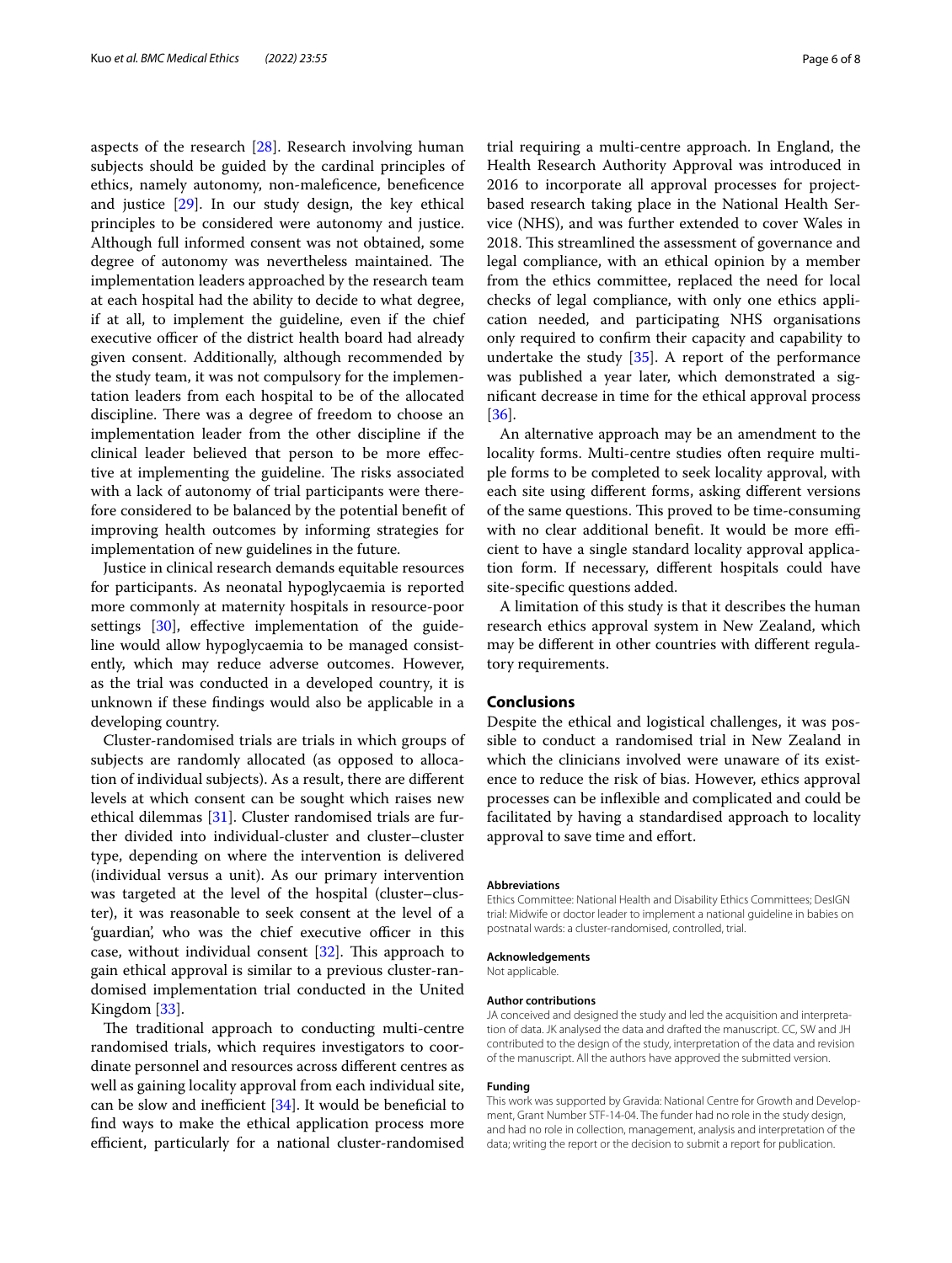aspects of the research [28]. Research involving human subjects should be guided by the cardinal principles of ethics, namely autonomy, non-maleficence, beneficence and justice [29]. In our study design, the key ethical principles to be considered were autonomy and justice. Although full informed consent was not obtained, some degree of autonomy was nevertheless maintained. The implementation leaders approached by the research team at each hospital had the ability to decide to what degree, if at all, to implement the guideline, even if the chief executive officer of the district health board had already given consent. Additionally, although recommended by the study team, it was not compulsory for the implementation leaders from each hospital to be of the allocated discipline. There was a degree of freedom to choose an implementation leader from the other discipline if the clinical leader believed that person to be more effective at implementing the guideline. The risks associated with a lack of autonomy of trial participants were therefore considered to be balanced by the potential benefit of improving health outcomes by informing strategies for implementation of new guidelines in the future.

Justice in clinical research demands equitable resources for participants. As neonatal hypoglycaemia is reported more commonly at maternity hospitals in resource-poor settings [30], effective implementation of the guideline would allow hypoglycaemia to be managed consistently, which may reduce adverse outcomes. However, as the trial was conducted in a developed country, it is unknown if these findings would also be applicable in a developing country.

Cluster-randomised trials are trials in which groups of subjects are randomly allocated (as opposed to allocation of individual subjects). As a result, there are different levels at which consent can be sought which raises new ethical dilemmas [31]. Cluster randomised trials are further divided into individual-cluster and cluster–cluster type, depending on where the intervention is delivered (individual versus a unit). As our primary intervention was targeted at the level of the hospital (cluster–cluster), it was reasonable to seek consent at the level of a 'guardian', who was the chief executive officer in this case, without individual consent [32]. This approach to gain ethical approval is similar to a previous cluster-randomised implementation trial conducted in the United Kingdom [33].

The traditional approach to conducting multi-centre randomised trials, which requires investigators to coordinate personnel and resources across different centres as well as gaining locality approval from each individual site, can be slow and inefficient [34]. It would be beneficial to find ways to make the ethical application process more efficient, particularly for a national cluster-randomised trial requiring a multi-centre approach. In England, the Health Research Authority Approval was introduced in 2016 to incorporate all approval processes for project-based research taking place in the National Health Service (NHS), and was further extended to cover Wales in 2018. This streamlined the assessment of governance and legal compliance, with an ethical opinion by a member from the ethics committee, replaced the need for local checks of legal compliance, with only one ethics application needed, and participating NHS organisations only required to confirm their capacity and capability to undertake the study [35]. A report of the performance was published a year later, which demonstrated a significant decrease in time for the ethical approval process [36].

An alternative approach may be an amendment to the locality forms. Multi-centre studies often require multiple forms to be completed to seek locality approval, with each site using different forms, asking different versions of the same questions. This proved to be time-consuming with no clear additional benefit. It would be more efficient to have a single standard locality approval application form. If necessary, different hospitals could have site-specific questions added.

A limitation of this study is that it describes the human research ethics approval system in New Zealand, which may be different in other countries with different regulatory requirements.

## Conclusions

Despite the ethical and logistical challenges, it was possible to conduct a randomised trial in New Zealand in which the clinicians involved were unaware of its existence to reduce the risk of bias. However, ethics approval processes can be inflexible and complicated and could be facilitated by having a standardised approach to locality approval to save time and effort.

#### Abbreviations

Ethics Committee: National Health and Disability Ethics Committees; DesIGN trial: Midwife or doctor leader to implement a national guideline in babies on postnatal wards: a cluster-randomised, controlled, trial.

#### Acknowledgements

Not applicable.

#### Author contributions

JA conceived and designed the study and led the acquisition and interpretation of data. JK analysed the data and drafted the manuscript. CC, SW and JH contributed to the design of the study, interpretation of the data and revision of the manuscript. All the authors have approved the submitted version.

#### Funding

This work was supported by Gravida: National Centre for Growth and Development, Grant Number STF-14-04. The funder had no role in the study design, and had no role in collection, management, analysis and interpretation of the data; writing the report or the decision to submit a report for publication.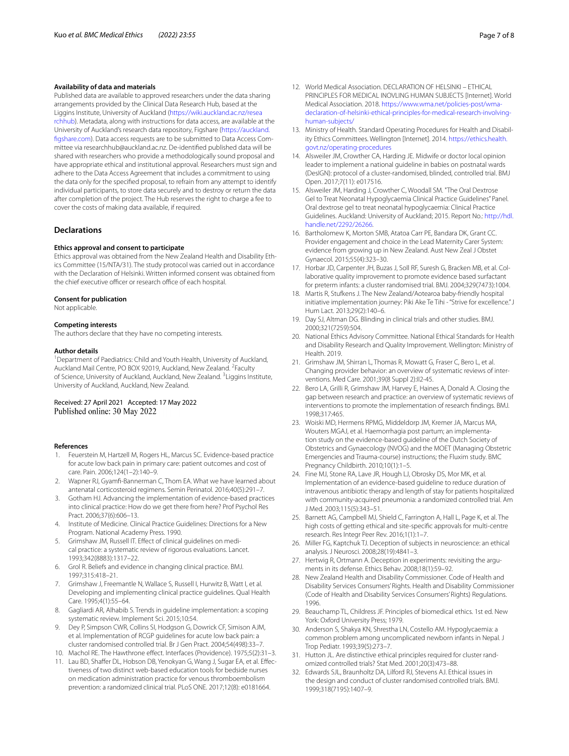**Availability of data and materials**

Published data are available to approved researchers under the data sharing arrangements provided by the Clinical Data Research Hub, based at the Liggins Institute, University of Auckland (https://wiki.auckland.ac.nz/researchhub). Metadata, along with instructions for data access, are available at the University of Auckland's research data repository, Figshare (https://auckland.figshare.com). Data access requests are to be submitted to Data Access Committee via researchhub@auckland.ac.nz. De-identified published data will be shared with researchers who provide a methodologically sound proposal and have appropriate ethical and institutional approval. Researchers must sign and adhere to the Data Access Agreement that includes a commitment to using the data only for the specified proposal, to refrain from any attempt to identify individual participants, to store data securely and to destroy or return the data after completion of the project. The Hub reserves the right to charge a fee to cover the costs of making data available, if required.

## Declarations

**Ethics approval and consent to participate**

Ethics approval was obtained from the New Zealand Health and Disability Ethics Committee (15/NTA/31). The study protocol was carried out in accordance with the Declaration of Helsinki. Written informed consent was obtained from the chief executive officer or research office of each hospital.

**Consent for publication**

Not applicable.

**Competing interests**

The authors declare that they have no competing interests.

**Author details**

[1]Department of Paediatrics: Child and Youth Health, University of Auckland, Auckland Mail Centre, PO BOX 92019, Auckland, New Zealand. [2]Faculty of Science, University of Auckland, Auckland, New Zealand. [3]Liggins Institute, University of Auckland, Auckland, New Zealand.

Received: 27 April 2021 Accepted: 17 May 2022
Published online: 30 May 2022

**References**

1. Feuerstein M, Hartzell M, Rogers HL, Marcus SC. Evidence-based practice for acute low back pain in primary care: patient outcomes and cost of care. Pain. 2006;124(1–2):140–9.
2. Wapner RJ, Gyamfi-Bannerman C, Thom EA. What we have learned about antenatal corticosteroid regimens. Semin Perinatol. 2016;40(5):291–7.
3. Gotham HJ. Advancing the implementation of evidence-based practices into clinical practice: How do we get there from here? Prof Psychol Res Pract. 2006;37(6):606–13.
4. Institute of Medicine. Clinical Practice Guidelines: Directions for a New Program. National Academy Press. 1990.
5. Grimshaw JM, Russell IT. Effect of clinical guidelines on medical practice: a systematic review of rigorous evaluations. Lancet. 1993;342(8883):1317–22.
6. Grol R. Beliefs and evidence in changing clinical practice. BMJ. 1997;315:418–21.
7. Grimshaw J, Freemantle N, Wallace S, Russell I, Hurwitz B, Watt I, et al. Developing and implementing clinical practice guidelines. Qual Health Care. 1995;4(1):55–64.
8. Gagliardi AR, Alhabib S. Trends in guideline implementation: a scoping systematic review. Implement Sci. 2015;10:54.
9. Dey P, Simpson CWR, Collins SI, Hodgson G, Dowrick CF, Simison AJM, et al. Implementation of RCGP guidelines for acute low back pain: a cluster randomised controlled trial. Br J Gen Pract. 2004;54(498):33–7.
10. Machol RE. The Hawthrone effect. Interfaces (Providence). 1975;5(2):31–3.
11. Lau BD, Shaffer DL, Hobson DB, Yenokyan G, Wang J, Sugar EA, et al. Effectiveness of two distinct web-based education tools for bedside nurses on medication administration practice for venous thromboembolism prevention: a randomized clinical trial. PLoS ONE. 2017;12(8): e0181664.
12. World Medical Association. DECLARATION OF HELSINKI – ETHICAL PRINCIPLES FOR MEDICAL INOVLING HUMAN SUBJECTS [Internet]. World Medical Association. 2018. https://www.wma.net/policies-post/wma-declaration-of-helsinki-ethical-principles-for-medical-research-involving-human-subjects/
13. Ministry of Health. Standard Operating Procedures for Health and Disability Ethics Committees. Wellington [Internet]. 2014. https://ethics.health.govt.nz/operating-procedures
14. Alsweiler JM, Crowther CA, Harding JE. Midwife or doctor local opinion leader to implement a national guideline in babies on postnatal wards (DesIGN): protocol of a cluster-randomised, blinded, controlled trial. BMJ Open. 2017;7(11): e017516.
15. Alsweiler JM, Harding J, Crowther C, Woodall SM. "The Oral Dextrose Gel to Treat Neonatal Hypoglycaemia Clinical Practice Guidelines" Panel. Oral dextrose gel to treat neonatal hypoglycaemia: Clinical Practice Guidelines. Auckland: University of Auckland; 2015. Report No.: http://hdl.handle.net/2292/26266.
16. Bartholomew K, Morton SMB, Atatoa Carr PE, Bandara DK, Grant CC. Provider engagement and choice in the Lead Maternity Carer System: evidence from growing up in New Zealand. Aust New Zeal J Obstet Gynaecol. 2015;55(4):323–30.
17. Horbar JD, Carpenter JH, Buzas J, Soll RF, Suresh G, Bracken MB, et al. Collaborative quality improvement to promote evidence based surfactant for preterm infants: a cluster randomised trial. BMJ. 2004;329(7473):1004.
18. Martis R, Stufkens J. The New Zealand/Aotearoa baby-friendly hospital initiative implementation journey: Piki Ake Te Tihi - "Strive for excellence." J Hum Lact. 2013;29(2):140–6.
19. Day SJ, Altman DG. Blinding in clinical trials and other studies. BMJ. 2000;321(7259):504.
20. National Ethics Advisory Committee. National Ethical Standards for Health and Disability Research and Quality Improvement. Wellington: Ministry of Health. 2019.
21. Grimshaw JM, Shirran L, Thomas R, Mowatt G, Fraser C, Bero L, et al. Changing provider behavior: an overview of systematic reviews of interventions. Med Care. 2001;39(8 Suppl 2):II2-45.
22. Bero LA, Grilli R, Grimshaw JM, Harvey E, Haines A, Donald A. Closing the gap between research and practice: an overview of systematic reviews of interventions to promote the implementation of research findings. BMJ. 1998;317:465.
23. Woiski MD, Hermens RPMG, Middeldorp JM, Kremer JA, Marcus MA, Wouters MGAJ, et al. Haemorrhagia post partum; an implementation study on the evidence-based guideline of the Dutch Society of Obstetrics and Gynaecology (NVOG) and the MOET (Managing Obstetric Emergencies and Trauma-course) instructions; the Fluxim study. BMC Pregnancy Childbirth. 2010;10(1):1–5.
24. Fine MJ, Stone RA, Lave JR, Hough LJ, Obrosky DS, Mor MK, et al. Implementation of an evidence-based guideline to reduce duration of intravenous antibiotic therapy and length of stay for patients hospitalized with community-acquired pneumonia: a randomized controlled trial. Am J Med. 2003;115(5):343–51.
25. Barnett AG, Campbell MJ, Shield C, Farrington A, Hall L, Page K, et al. The high costs of getting ethical and site-specific approvals for multi-centre research. Res Integr Peer Rev. 2016;1(1):1–7.
26. Miller FG, Kaptchuk TJ. Deception of subjects in neuroscience: an ethical analysis. J Neurosci. 2008;28(19):4841–3.
27. Hertwig R, Ortmann A. Deception in experiments: revisiting the arguments in its defense. Ethics Behav. 2008;18(1):59–92.
28. New Zealand Health and Disability Commissioner. Code of Health and Disability Services Consumers' Rights. Health and Disability Commissioner (Code of Health and Disability Services Consumers' Rights) Regulations. 1996.
29. Beauchamp TL, Childress JF. Principles of biomedical ethics. 1st ed. New York: Oxford University Press; 1979.
30. Anderson S, Shakya KN, Shrestha LN, Costello AM. Hypoglycaemia: a common problem among uncomplicated newborn infants in Nepal. J Trop Pediatr. 1993;39(5):273–7.
31. Hutton JL. Are distinctive ethical principles required for cluster randomized controlled trials? Stat Med. 2001;20(3):473–88.
32. Edwards SJL, Braunholtz DA, Lilford RJ, Stevens AJ. Ethical issues in the design and conduct of cluster randomised controlled trials. BMJ. 1999;318(7195):1407–9.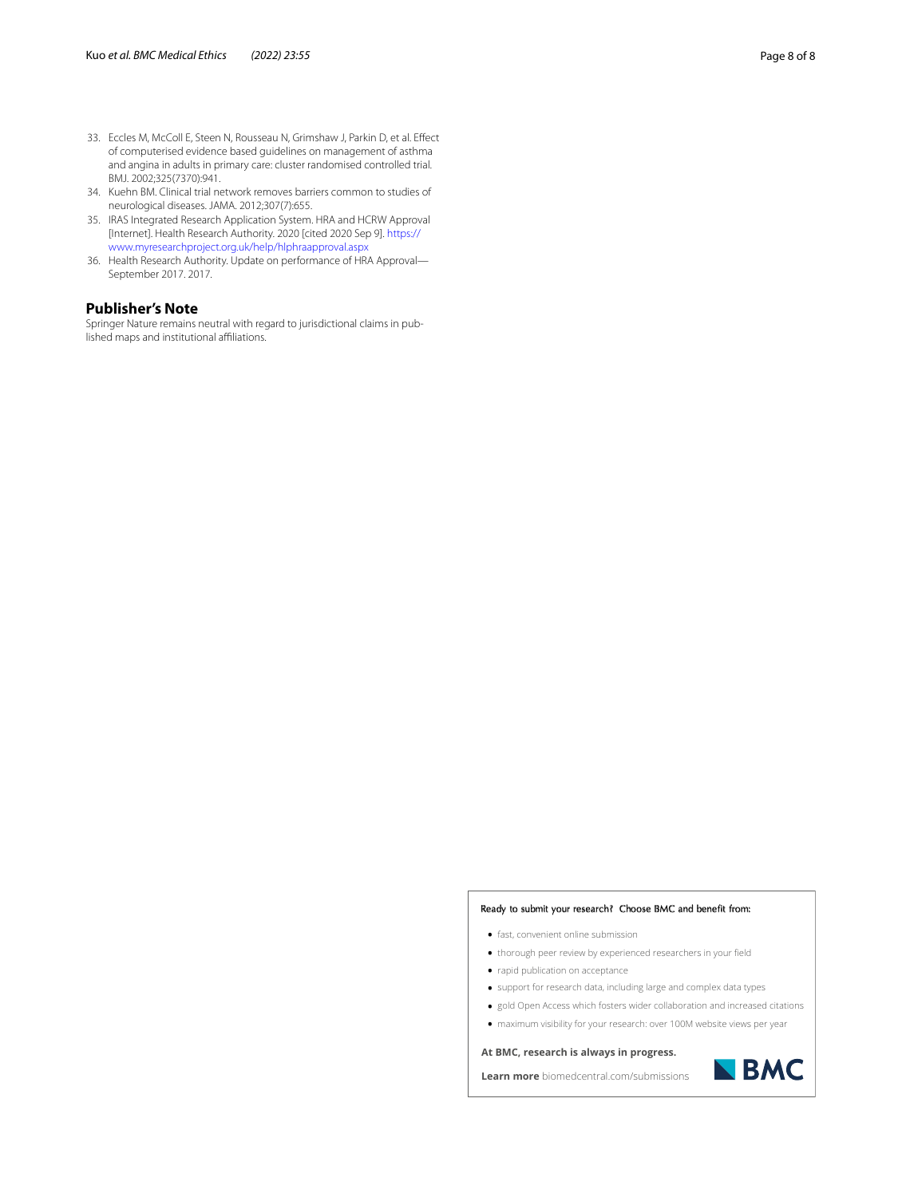33. Eccles M, McColl E, Steen N, Rousseau N, Grimshaw J, Parkin D, et al. Effect of computerised evidence based guidelines on management of asthma and angina in adults in primary care: cluster randomised controlled trial. BMJ. 2002;325(7370):941.
34. Kuehn BM. Clinical trial network removes barriers common to studies of neurological diseases. JAMA. 2012;307(7):655.
35. IRAS Integrated Research Application System. HRA and HCRW Approval [Internet]. Health Research Authority. 2020 [cited 2020 Sep 9]. https://www.myresearchproject.org.uk/help/hlphraapproval.aspx
36. Health Research Authority. Update on performance of HRA Approval—September 2017. 2017.

## Publisher's Note

Springer Nature remains neutral with regard to jurisdictional claims in published maps and institutional affiliations.

Ready to submit your research? Choose BMC and benefit from:

- fast, convenient online submission
- thorough peer review by experienced researchers in your field
- rapid publication on acceptance
- support for research data, including large and complex data types
- gold Open Access which fosters wider collaboration and increased citations
- maximum visibility for your research: over 100M website views per year

**At BMC, research is always in progress.**

**Learn more** biomedcentral.com/submissions

BMC